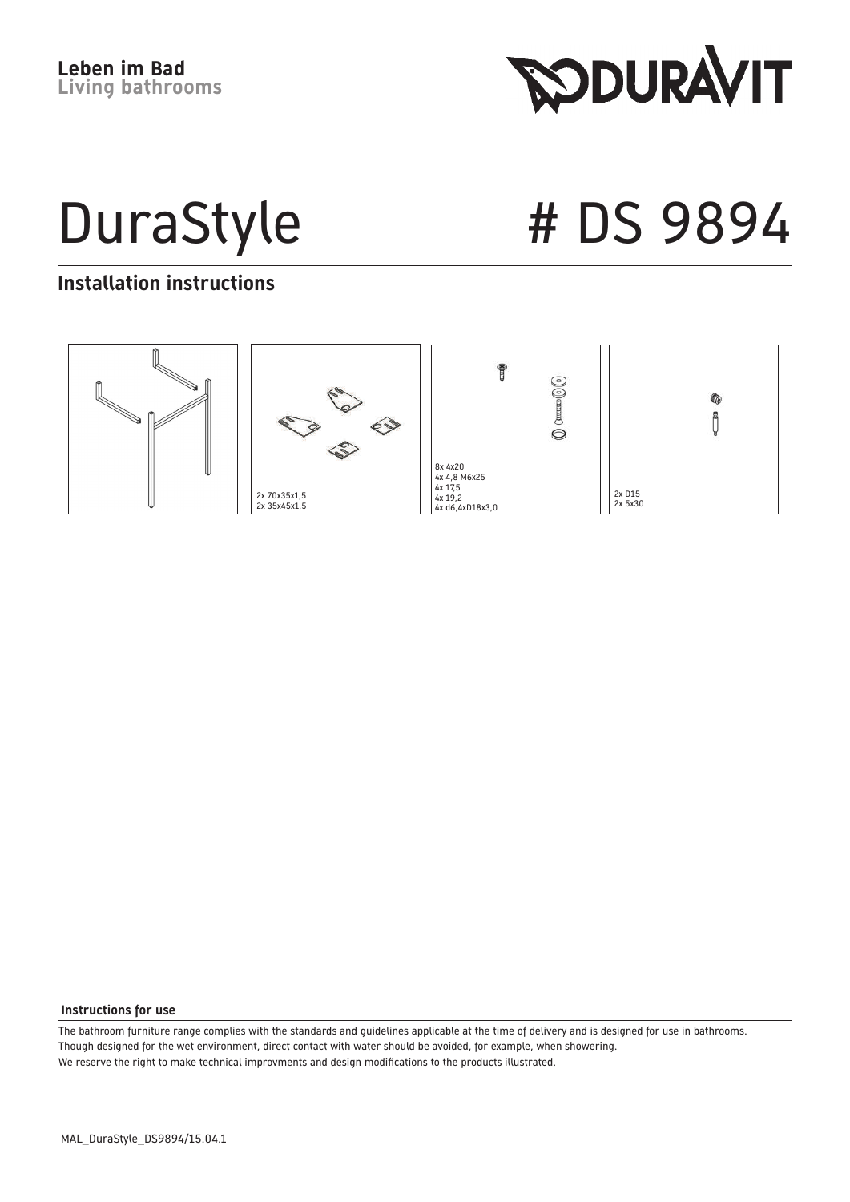**Leben im Bad**
**Living bathrooms**

DURAVIT

# DuraStyle # DS 9894

## Installation instructions

2x 70x35x1,5
2x 35x45x1,5

8x 4x20
4x 4,8 M6x25
4x 17,5
4x 19,2
4x d6,4xD18x3,0

2x D15
2x 5x30

### Instructions for use

The bathroom furniture range complies with the standards and guidelines applicable at the time of delivery and is designed for use in bathrooms.
Though designed for the wet environment, direct contact with water should be avoided, for example, when showering.
We reserve the right to make technical improvments and design modifications to the products illustrated.

MAL_DuraStyle_DS9894/15.04.1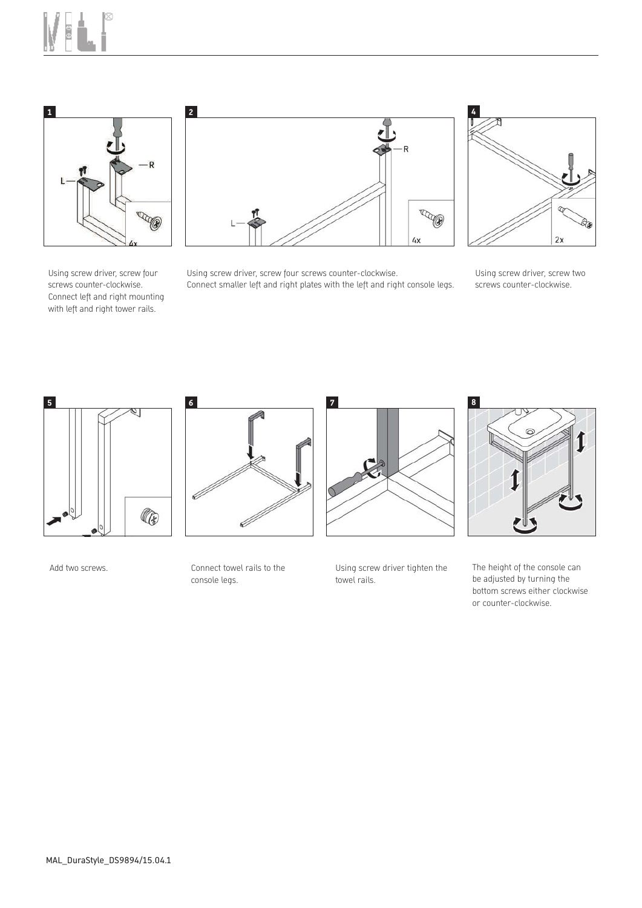**1**

Using screw driver, screw four screws counter-clockwise. Connect left and right mounting with left and right tower rails.

**2**

Using screw driver, screw four screws counter-clockwise. Connect smaller left and right plates with the left and right console legs.

**4**

Using screw driver, screw two screws counter-clockwise.

**5**

Add two screws.

**6**

Connect towel rails to the console legs.

**7**

Using screw driver tighten the towel rails.

**8**

The height of the console can be adjusted by turning the bottom screws either clockwise or counter-clockwise.

MAL_DuraStyle_DS9894/15.04.1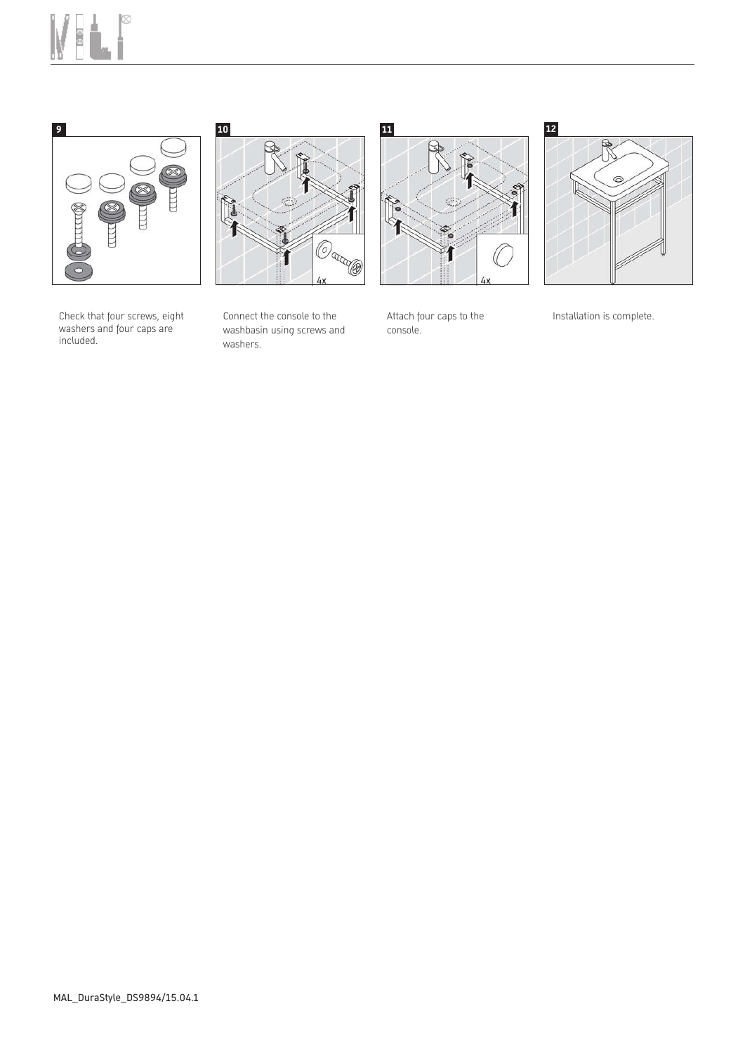**9**

Check that four screws, eight washers and four caps are included.

**10**

Connect the console to the washbasin using screws and washers.

**11**

Attach four caps to the console.

**12**

Installation is complete.

MAL_DuraStyle_DS9894/15.04.1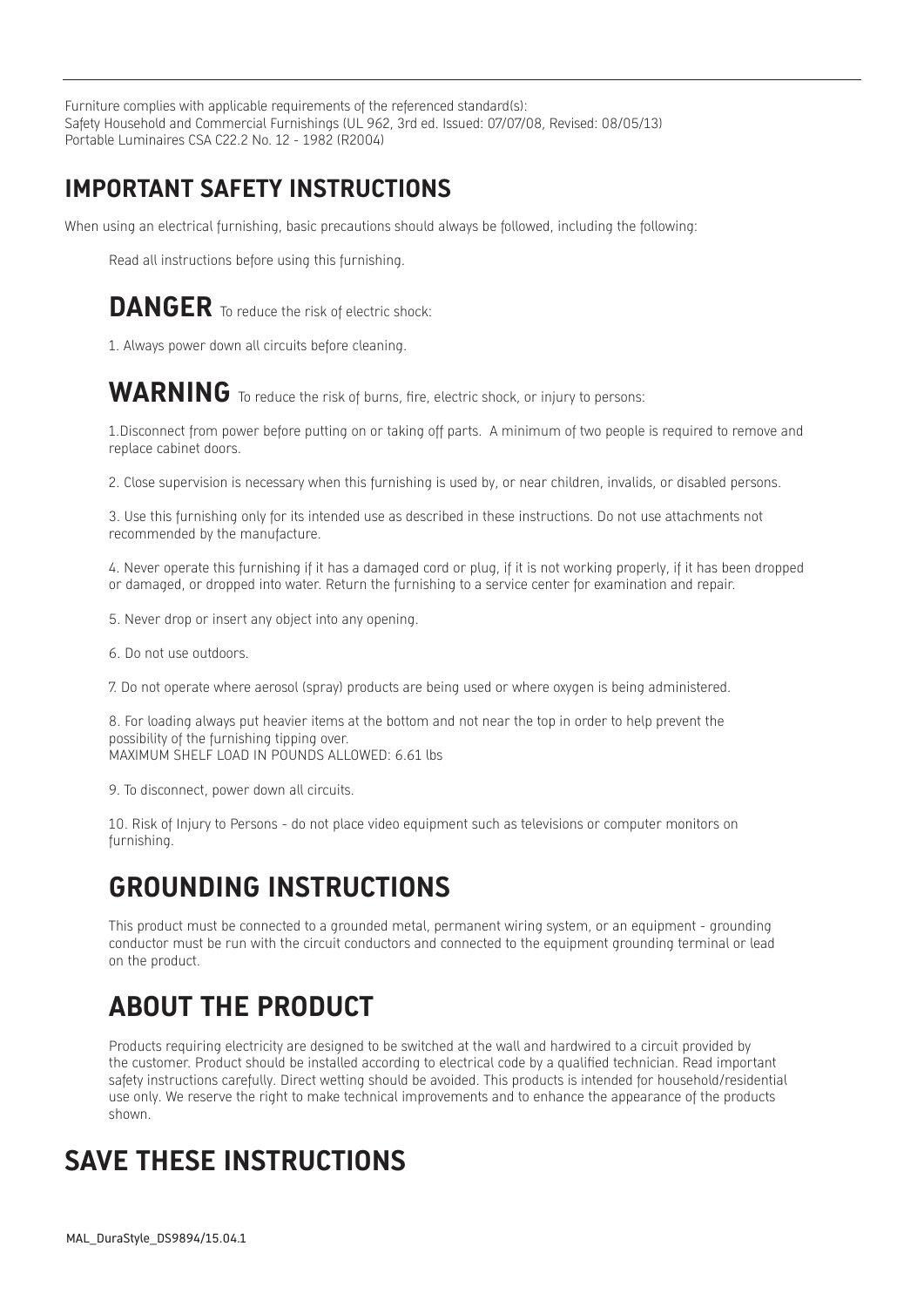Furniture complies with applicable requirements of the referenced standard(s):
Safety Household and Commercial Furnishings (UL 962, 3rd ed. Issued: 07/07/08, Revised: 08/05/13)
Portable Luminaires CSA C22.2 No. 12 - 1982 (R2004)

## IMPORTANT SAFETY INSTRUCTIONS

When using an electrical furnishing, basic precautions should always be followed, including the following:

Read all instructions before using this furnishing.

**DANGER** To reduce the risk of electric shock:

1. Always power down all circuits before cleaning.

**WARNING** To reduce the risk of burns, fire, electric shock, or injury to persons:

1.Disconnect from power before putting on or taking off parts. A minimum of two people is required to remove and replace cabinet doors.

2. Close supervision is necessary when this furnishing is used by, or near children, invalids, or disabled persons.

3. Use this furnishing only for its intended use as described in these instructions. Do not use attachments not recommended by the manufacture.

4. Never operate this furnishing if it has a damaged cord or plug, if it is not working properly, if it has been dropped or damaged, or dropped into water. Return the furnishing to a service center for examination and repair.

5. Never drop or insert any object into any opening.

6. Do not use outdoors.

7. Do not operate where aerosol (spray) products are being used or where oxygen is being administered.

8. For loading always put heavier items at the bottom and not near the top in order to help prevent the possibility of the furnishing tipping over.
MAXIMUM SHELF LOAD IN POUNDS ALLOWED: 6.61 lbs

9. To disconnect, power down all circuits.

10. Risk of Injury to Persons - do not place video equipment such as televisions or computer monitors on furnishing.

## GROUNDING INSTRUCTIONS

This product must be connected to a grounded metal, permanent wiring system, or an equipment - grounding conductor must be run with the circuit conductors and connected to the equipment grounding terminal or lead on the product.

## ABOUT THE PRODUCT

Products requiring electricity are designed to be switched at the wall and hardwired to a circuit provided by the customer. Product should be installed according to electrical code by a qualified technician. Read important safety instructions carefully. Direct wetting should be avoided. This products is intended for household/residential use only. We reserve the right to make technical improvements and to enhance the appearance of the products shown.

## SAVE THESE INSTRUCTIONS

MAL_DuraStyle_DS9894/15.04.1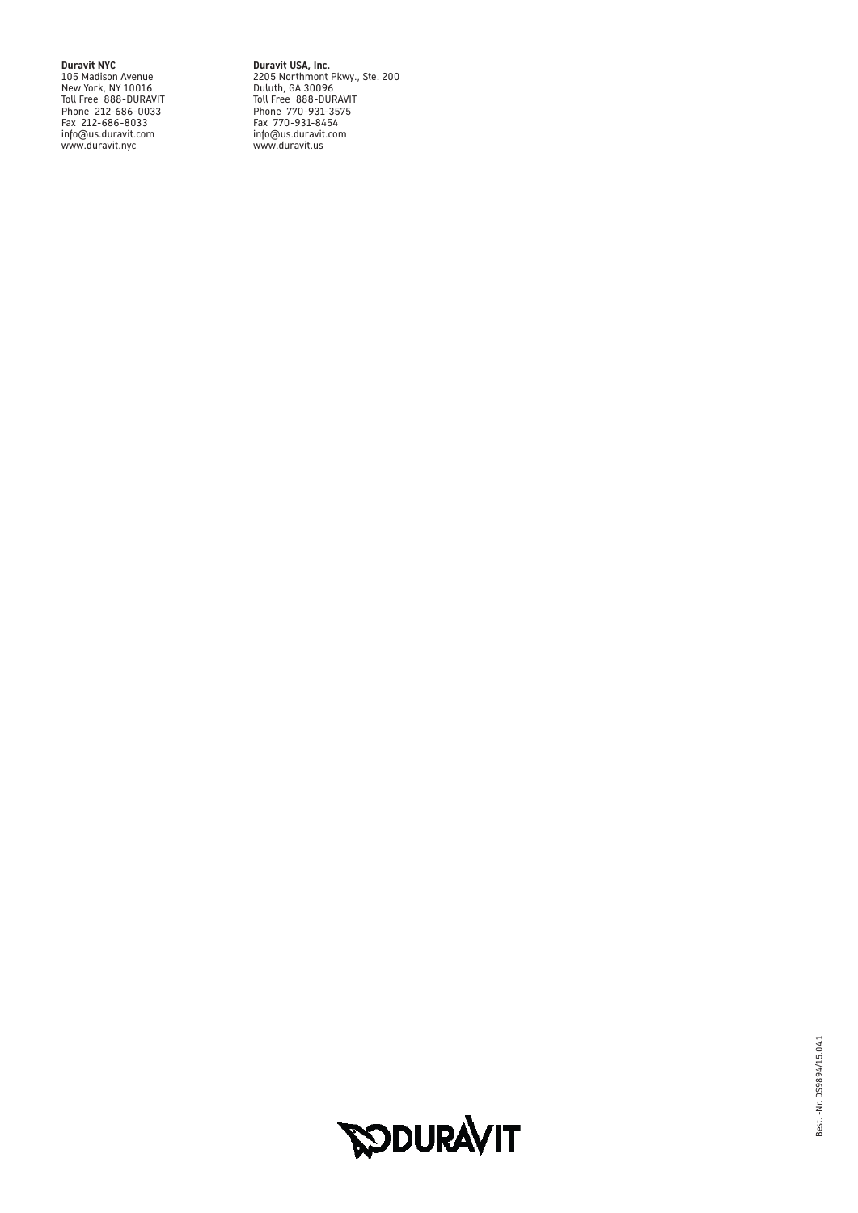**Duravit NYC**
105 Madison Avenue
New York, NY 10016
Toll Free 888-DURAVIT
Phone 212-686-0033
Fax 212-686-8033
info@us.duravit.com
www.duravit.nyc

**Duravit USA, Inc.**
2205 Northmont Pkwy., Ste. 200
Duluth, GA 30096
Toll Free 888-DURAVIT
Phone 770-931-3575
Fax 770-931-8454
info@us.duravit.com
www.duravit.us

DURAVIT

Best. -Nr. DS9894/15.04.1